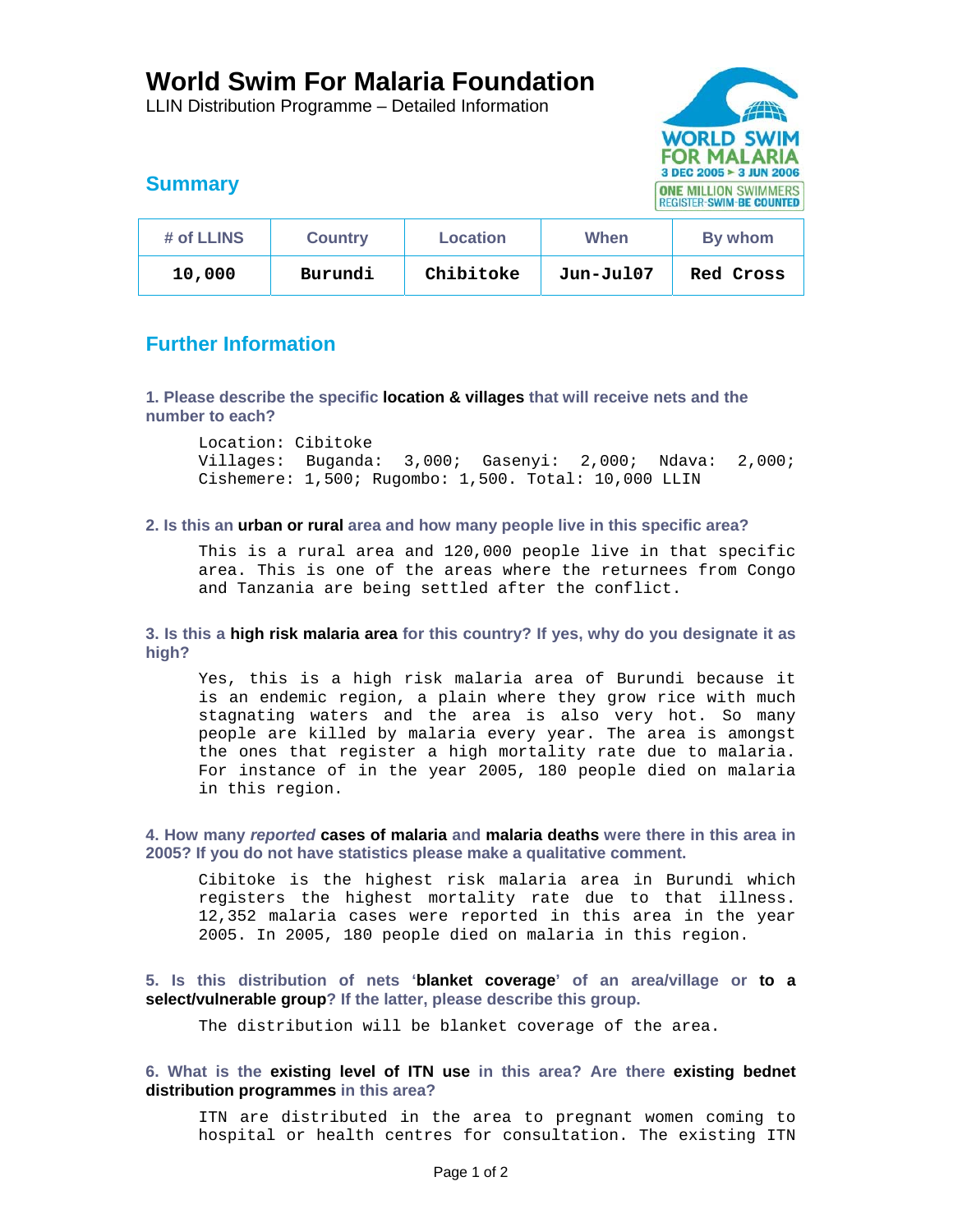# World Swim For Malaria Foundation

LLIN Distribution Programme – Detailed Information

## Summary

| # of LLINS | Country | Location | When | By whom |
|---|---|---|---|---|
| 10,000 | Burundi | Chibitoke | Jun-Jul07 | Red Cross |

## Further Information

**1. Please describe the specific location & villages that will receive nets and the number to each?**

Location: Cibitoke
Villages: Buganda: 3,000; Gasenyi: 2,000; Ndava: 2,000; Cishemere: 1,500; Rugombo: 1,500. Total: 10,000 LLIN

**2. Is this an urban or rural area and how many people live in this specific area?**

This is a rural area and 120,000 people live in that specific area. This is one of the areas where the returnees from Congo and Tanzania are being settled after the conflict.

**3. Is this a high risk malaria area for this country? If yes, why do you designate it as high?**

Yes, this is a high risk malaria area of Burundi because it is an endemic region, a plain where they grow rice with much stagnating waters and the area is also very hot. So many people are killed by malaria every year. The area is amongst the ones that register a high mortality rate due to malaria. For instance of in the year 2005, 180 people died on malaria in this region.

**4. How many *reported* cases of malaria and malaria deaths were there in this area in 2005? If you do not have statistics please make a qualitative comment.**

Cibitoke is the highest risk malaria area in Burundi which registers the highest mortality rate due to that illness. 12,352 malaria cases were reported in this area in the year 2005. In 2005, 180 people died on malaria in this region.

**5. Is this distribution of nets 'blanket coverage' of an area/village or to a select/vulnerable group? If the latter, please describe this group.**

The distribution will be blanket coverage of the area.

**6. What is the existing level of ITN use in this area? Are there existing bednet distribution programmes in this area?**

ITN are distributed in the area to pregnant women coming to hospital or health centres for consultation. The existing ITN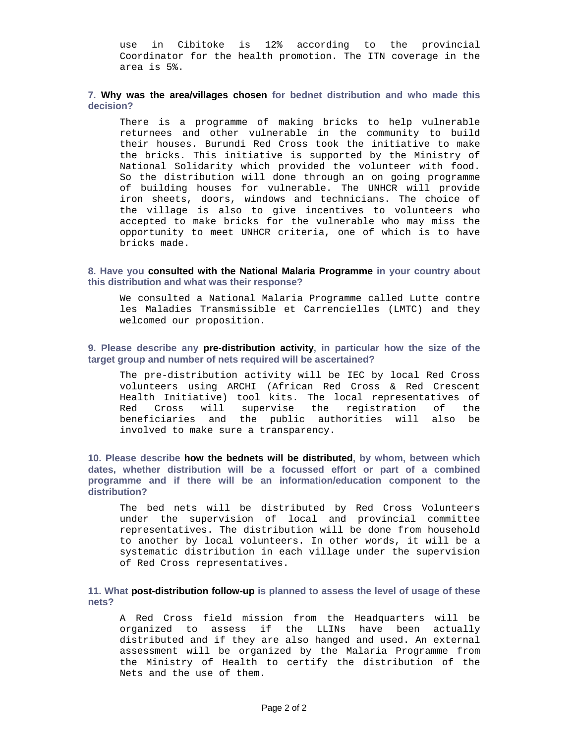use in Cibitoke is 12% according to the provincial Coordinator for the health promotion. The ITN coverage in the area is 5%.

**7. Why was the area/villages chosen for bednet distribution and who made this decision?**

There is a programme of making bricks to help vulnerable returnees and other vulnerable in the community to build their houses. Burundi Red Cross took the initiative to make the bricks. This initiative is supported by the Ministry of National Solidarity which provided the volunteer with food. So the distribution will done through an on going programme of building houses for vulnerable. The UNHCR will provide iron sheets, doors, windows and technicians. The choice of the village is also to give incentives to volunteers who accepted to make bricks for the vulnerable who may miss the opportunity to meet UNHCR criteria, one of which is to have bricks made.

**8. Have you consulted with the National Malaria Programme in your country about this distribution and what was their response?**

We consulted a National Malaria Programme called Lutte contre les Maladies Transmissible et Carrencielles (LMTC) and they welcomed our proposition.

**9. Please describe any pre-distribution activity, in particular how the size of the target group and number of nets required will be ascertained?**

The pre-distribution activity will be IEC by local Red Cross volunteers using ARCHI (African Red Cross & Red Crescent Health Initiative) tool kits. The local representatives of Red Cross will supervise the registration of the beneficiaries and the public authorities will also be involved to make sure a transparency.

**10. Please describe how the bednets will be distributed, by whom, between which dates, whether distribution will be a focussed effort or part of a combined programme and if there will be an information/education component to the distribution?**

The bed nets will be distributed by Red Cross Volunteers under the supervision of local and provincial committee representatives. The distribution will be done from household to another by local volunteers. In other words, it will be a systematic distribution in each village under the supervision of Red Cross representatives.

**11. What post-distribution follow-up is planned to assess the level of usage of these nets?**

A Red Cross field mission from the Headquarters will be organized to assess if the LLINs have been actually distributed and if they are also hanged and used. An external assessment will be organized by the Malaria Programme from the Ministry of Health to certify the distribution of the Nets and the use of them.